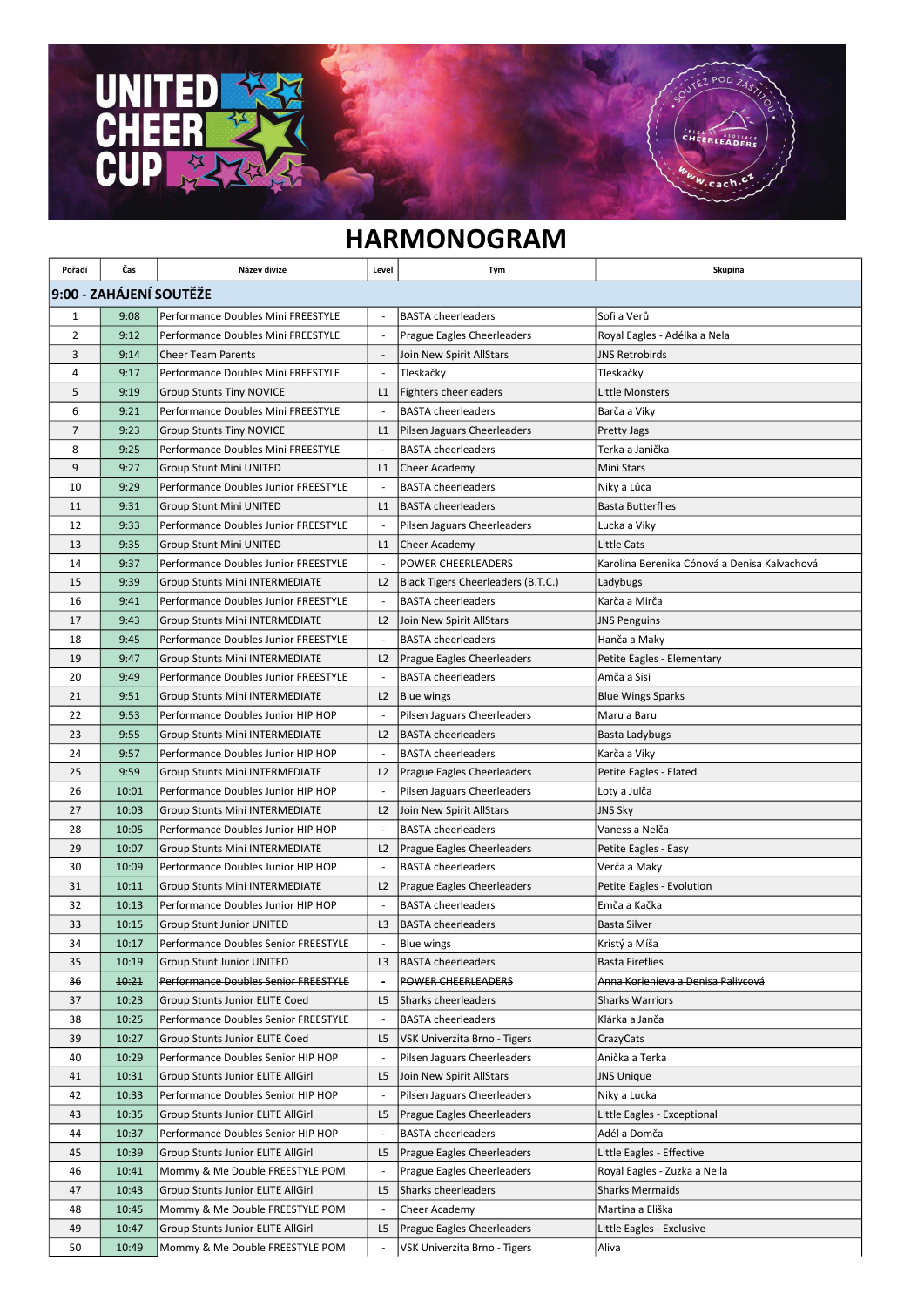# HARMONOGRAM

| Pořadí | Čas | Název divize | Level | Tým | Skupina |
|---|---|---|---|---|---|
| **9:00 - ZAHÁJENÍ SOUTĚŽE** | | | | | |
| 1 | 9:08 | Performance Doubles Mini FREESTYLE | - | BASTA cheerleaders | Sofi a Verů |
| 2 | 9:12 | Performance Doubles Mini FREESTYLE | - | Prague Eagles Cheerleaders | Royal Eagles - Adélka a Nela |
| 3 | 9:14 | Cheer Team Parents | - | Join New Spirit AllStars | JNS Retrobirds |
| 4 | 9:17 | Performance Doubles Mini FREESTYLE | - | Tleskačky | Tleskačky |
| 5 | 9:19 | Group Stunts Tiny NOVICE | L1 | Fighters cheerleaders | Little Monsters |
| 6 | 9:21 | Performance Doubles Mini FREESTYLE | - | BASTA cheerleaders | Barča a Viky |
| 7 | 9:23 | Group Stunts Tiny NOVICE | L1 | Pilsen Jaguars Cheerleaders | Pretty Jags |
| 8 | 9:25 | Performance Doubles Mini FREESTYLE | - | BASTA cheerleaders | Terka a Janička |
| 9 | 9:27 | Group Stunt Mini UNITED | L1 | Cheer Academy | Mini Stars |
| 10 | 9:29 | Performance Doubles Junior FREESTYLE | - | BASTA cheerleaders | Niky a Lůca |
| 11 | 9:31 | Group Stunt Mini UNITED | L1 | BASTA cheerleaders | Basta Butterflies |
| 12 | 9:33 | Performance Doubles Junior FREESTYLE | - | Pilsen Jaguars Cheerleaders | Lucka a Viky |
| 13 | 9:35 | Group Stunt Mini UNITED | L1 | Cheer Academy | Little Cats |
| 14 | 9:37 | Performance Doubles Junior FREESTYLE | - | POWER CHEERLEADERS | Karolína Berenika Cónová a Denisa Kalvachová |
| 15 | 9:39 | Group Stunts Mini INTERMEDIATE | L2 | Black Tigers Cheerleaders (B.T.C.) | Ladybugs |
| 16 | 9:41 | Performance Doubles Junior FREESTYLE | - | BASTA cheerleaders | Karča a Mirča |
| 17 | 9:43 | Group Stunts Mini INTERMEDIATE | L2 | Join New Spirit AllStars | JNS Penguins |
| 18 | 9:45 | Performance Doubles Junior FREESTYLE | - | BASTA cheerleaders | Hanča a Maky |
| 19 | 9:47 | Group Stunts Mini INTERMEDIATE | L2 | Prague Eagles Cheerleaders | Petite Eagles - Elementary |
| 20 | 9:49 | Performance Doubles Junior FREESTYLE | - | BASTA cheerleaders | Amča a Sisi |
| 21 | 9:51 | Group Stunts Mini INTERMEDIATE | L2 | Blue wings | Blue Wings Sparks |
| 22 | 9:53 | Performance Doubles Junior HIP HOP | - | Pilsen Jaguars Cheerleaders | Maru a Baru |
| 23 | 9:55 | Group Stunts Mini INTERMEDIATE | L2 | BASTA cheerleaders | Basta Ladybugs |
| 24 | 9:57 | Performance Doubles Junior HIP HOP | - | BASTA cheerleaders | Karča a Viky |
| 25 | 9:59 | Group Stunts Mini INTERMEDIATE | L2 | Prague Eagles Cheerleaders | Petite Eagles - Elated |
| 26 | 10:01 | Performance Doubles Junior HIP HOP | - | Pilsen Jaguars Cheerleaders | Loty a Julča |
| 27 | 10:03 | Group Stunts Mini INTERMEDIATE | L2 | Join New Spirit AllStars | JNS Sky |
| 28 | 10:05 | Performance Doubles Junior HIP HOP | - | BASTA cheerleaders | Vaness a Nelča |
| 29 | 10:07 | Group Stunts Mini INTERMEDIATE | L2 | Prague Eagles Cheerleaders | Petite Eagles - Easy |
| 30 | 10:09 | Performance Doubles Junior HIP HOP | - | BASTA cheerleaders | Verča a Maky |
| 31 | 10:11 | Group Stunts Mini INTERMEDIATE | L2 | Prague Eagles Cheerleaders | Petite Eagles - Evolution |
| 32 | 10:13 | Performance Doubles Junior HIP HOP | - | BASTA cheerleaders | Emča a Kačka |
| 33 | 10:15 | Group Stunt Junior UNITED | L3 | BASTA cheerleaders | Basta Silver |
| 34 | 10:17 | Performance Doubles Senior FREESTYLE | - | Blue wings | Kristý a Míša |
| 35 | 10:19 | Group Stunt Junior UNITED | L3 | BASTA cheerleaders | Basta Fireflies |
| ~~36~~ | ~~10:21~~ | ~~Performance Doubles Senior FREESTYLE~~ | ~~-~~ | ~~POWER CHEERLEADERS~~ | ~~Anna Korienieva a Denisa Palivcová~~ |
| 37 | 10:23 | Group Stunts Junior ELITE Coed | L5 | Sharks cheerleaders | Sharks Warriors |
| 38 | 10:25 | Performance Doubles Senior FREESTYLE | - | BASTA cheerleaders | Klárka a Janča |
| 39 | 10:27 | Group Stunts Junior ELITE Coed | L5 | VSK Univerzita Brno - Tigers | CrazyCats |
| 40 | 10:29 | Performance Doubles Senior HIP HOP | - | Pilsen Jaguars Cheerleaders | Anička a Terka |
| 41 | 10:31 | Group Stunts Junior ELITE AllGirl | L5 | Join New Spirit AllStars | JNS Unique |
| 42 | 10:33 | Performance Doubles Senior HIP HOP | - | Pilsen Jaguars Cheerleaders | Niky a Lucka |
| 43 | 10:35 | Group Stunts Junior ELITE AllGirl | L5 | Prague Eagles Cheerleaders | Little Eagles - Exceptional |
| 44 | 10:37 | Performance Doubles Senior HIP HOP | - | BASTA cheerleaders | Adél a Domča |
| 45 | 10:39 | Group Stunts Junior ELITE AllGirl | L5 | Prague Eagles Cheerleaders | Little Eagles - Effective |
| 46 | 10:41 | Mommy & Me Double FREESTYLE POM | - | Prague Eagles Cheerleaders | Royal Eagles - Zuzka a Nella |
| 47 | 10:43 | Group Stunts Junior ELITE AllGirl | L5 | Sharks cheerleaders | Sharks Mermaids |
| 48 | 10:45 | Mommy & Me Double FREESTYLE POM | - | Cheer Academy | Martina a Eliška |
| 49 | 10:47 | Group Stunts Junior ELITE AllGirl | L5 | Prague Eagles Cheerleaders | Little Eagles - Exclusive |
| 50 | 10:49 | Mommy & Me Double FREESTYLE POM | - | VSK Univerzita Brno - Tigers | Aliva |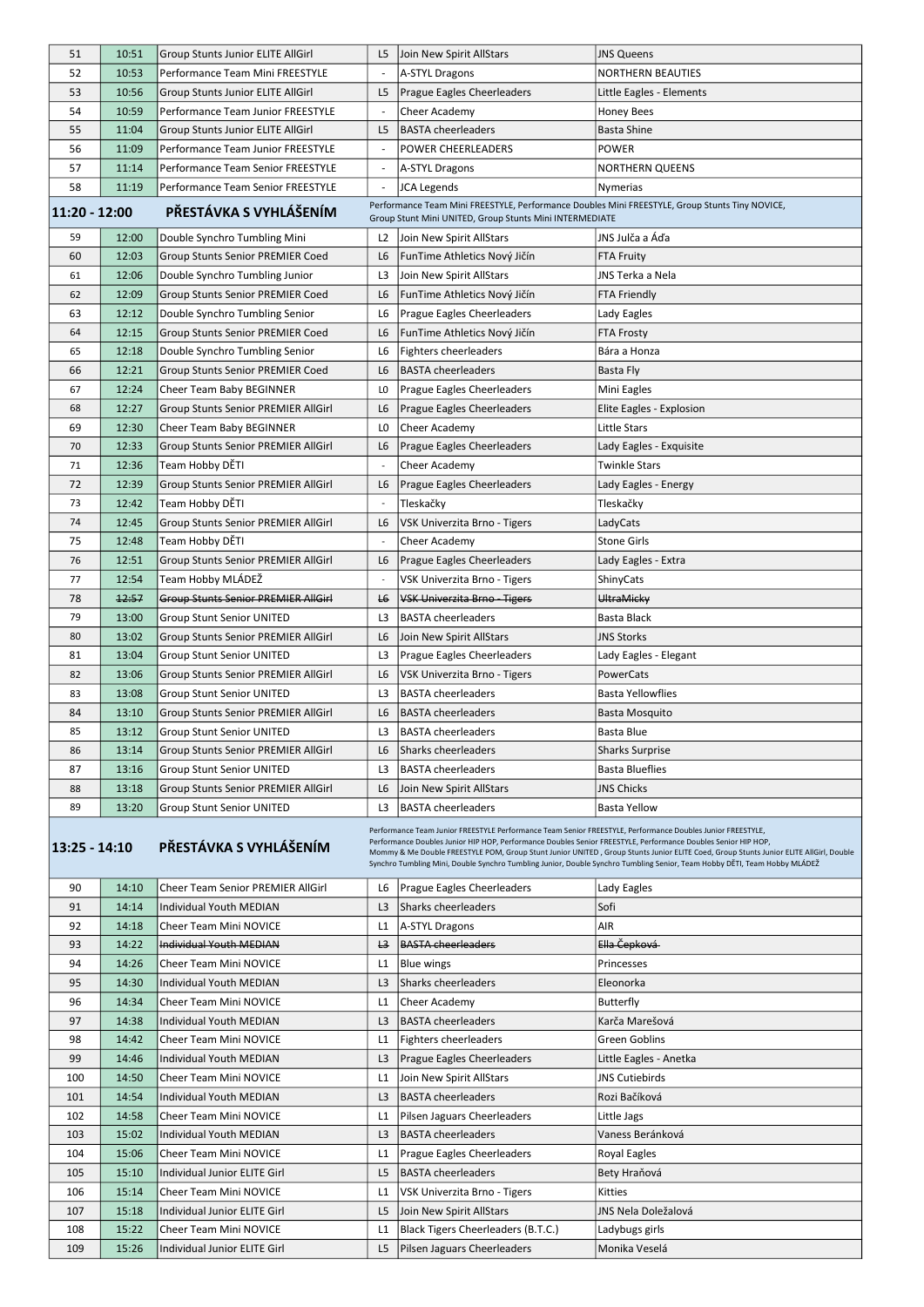| 51 | 10:51 | Group Stunts Junior ELITE AllGirl | L5 | Join New Spirit AllStars | JNS Queens |
|---|---|---|---|---|---|
| 52 | 10:53 | Performance Team Mini FREESTYLE | - | A-STYL Dragons | NORTHERN BEAUTIES |
| 53 | 10:56 | Group Stunts Junior ELITE AllGirl | L5 | Prague Eagles Cheerleaders | Little Eagles - Elements |
| 54 | 10:59 | Performance Team Junior FREESTYLE | - | Cheer Academy | Honey Bees |
| 55 | 11:04 | Group Stunts Junior ELITE AllGirl | L5 | BASTA cheerleaders | Basta Shine |
| 56 | 11:09 | Performance Team Junior FREESTYLE | - | POWER CHEERLEADERS | POWER |
| 57 | 11:14 | Performance Team Senior FREESTYLE | - | A-STYL Dragons | NORTHERN QUEENS |
| 58 | 11:19 | Performance Team Senior FREESTYLE | - | JCA Legends | Nymerias |
| **11:20 - 12:00** | | **PŘESTÁVKA S VYHLÁŠENÍM** | | Performance Team Mini FREESTYLE, Performance Doubles Mini FREESTYLE, Group Stunts Tiny NOVICE, Group Stunt Mini UNITED, Group Stunts Mini INTERMEDIATE | |
| 59 | 12:00 | Double Synchro Tumbling Mini | L2 | Join New Spirit AllStars | JNS Julča a Áďa |
| 60 | 12:03 | Group Stunts Senior PREMIER Coed | L6 | FunTime Athletics Nový Jičín | FTA Fruity |
| 61 | 12:06 | Double Synchro Tumbling Junior | L3 | Join New Spirit AllStars | JNS Terka a Nela |
| 62 | 12:09 | Group Stunts Senior PREMIER Coed | L6 | FunTime Athletics Nový Jičín | FTA Friendly |
| 63 | 12:12 | Double Synchro Tumbling Senior | L6 | Prague Eagles Cheerleaders | Lady Eagles |
| 64 | 12:15 | Group Stunts Senior PREMIER Coed | L6 | FunTime Athletics Nový Jičín | FTA Frosty |
| 65 | 12:18 | Double Synchro Tumbling Senior | L6 | Fighters cheerleaders | Bára a Honza |
| 66 | 12:21 | Group Stunts Senior PREMIER Coed | L6 | BASTA cheerleaders | Basta Fly |
| 67 | 12:24 | Cheer Team Baby BEGINNER | L0 | Prague Eagles Cheerleaders | Mini Eagles |
| 68 | 12:27 | Group Stunts Senior PREMIER AllGirl | L6 | Prague Eagles Cheerleaders | Elite Eagles - Explosion |
| 69 | 12:30 | Cheer Team Baby BEGINNER | L0 | Cheer Academy | Little Stars |
| 70 | 12:33 | Group Stunts Senior PREMIER AllGirl | L6 | Prague Eagles Cheerleaders | Lady Eagles - Exquisite |
| 71 | 12:36 | Team Hobby DĚTI | - | Cheer Academy | Twinkle Stars |
| 72 | 12:39 | Group Stunts Senior PREMIER AllGirl | L6 | Prague Eagles Cheerleaders | Lady Eagles - Energy |
| 73 | 12:42 | Team Hobby DĚTI | - | Tleskačky | Tleskačky |
| 74 | 12:45 | Group Stunts Senior PREMIER AllGirl | L6 | VSK Univerzita Brno - Tigers | LadyCats |
| 75 | 12:48 | Team Hobby DĚTI | - | Cheer Academy | Stone Girls |
| 76 | 12:51 | Group Stunts Senior PREMIER AllGirl | L6 | Prague Eagles Cheerleaders | Lady Eagles - Extra |
| 77 | 12:54 | Team Hobby MLÁDEŽ | - | VSK Univerzita Brno - Tigers | ShinyCats |
| 78 | ~~12:57~~ | ~~Group Stunts Senior PREMIER AllGirl~~ | ~~L6~~ | ~~VSK Univerzita Brno - Tigers~~ | ~~UltraMicky~~ |
| 79 | 13:00 | Group Stunt Senior UNITED | L3 | BASTA cheerleaders | Basta Black |
| 80 | 13:02 | Group Stunts Senior PREMIER AllGirl | L6 | Join New Spirit AllStars | JNS Storks |
| 81 | 13:04 | Group Stunt Senior UNITED | L3 | Prague Eagles Cheerleaders | Lady Eagles - Elegant |
| 82 | 13:06 | Group Stunts Senior PREMIER AllGirl | L6 | VSK Univerzita Brno - Tigers | PowerCats |
| 83 | 13:08 | Group Stunt Senior UNITED | L3 | BASTA cheerleaders | Basta Yellowflies |
| 84 | 13:10 | Group Stunts Senior PREMIER AllGirl | L6 | BASTA cheerleaders | Basta Mosquito |
| 85 | 13:12 | Group Stunt Senior UNITED | L3 | BASTA cheerleaders | Basta Blue |
| 86 | 13:14 | Group Stunts Senior PREMIER AllGirl | L6 | Sharks cheerleaders | Sharks Surprise |
| 87 | 13:16 | Group Stunt Senior UNITED | L3 | BASTA cheerleaders | Basta Blueflies |
| 88 | 13:18 | Group Stunts Senior PREMIER AllGirl | L6 | Join New Spirit AllStars | JNS Chicks |
| 89 | 13:20 | Group Stunt Senior UNITED | L3 | BASTA cheerleaders | Basta Yellow |
| **13:25 - 14:10** | | **PŘESTÁVKA S VYHLÁŠENÍM** | | Performance Team Junior FREESTYLE Performance Team Senior FREESTYLE, Performance Doubles Junior FREESTYLE, Performance Doubles Junior HIP HOP, Performance Doubles Senior FREESTYLE, Performance Doubles Senior HIP HOP, Mommy & Me Double FREESTYLE POM, Group Stunt Junior UNITED , Group Stunts Junior ELITE Coed, Group Stunts Junior ELITE AllGirl, Double Synchro Tumbling Mini, Double Synchro Tumbling Junior, Double Synchro Tumbling Senior, Team Hobby DĚTI, Team Hobby MLÁDEŽ | |
| 90 | 14:10 | Cheer Team Senior PREMIER AllGirl | L6 | Prague Eagles Cheerleaders | Lady Eagles |
| 91 | 14:14 | Individual Youth MEDIAN | L3 | Sharks cheerleaders | Sofi |
| 92 | 14:18 | Cheer Team Mini NOVICE | L1 | A-STYL Dragons | AIR |
| 93 | ~~14:22~~ | ~~Individual Youth MEDIAN~~ | ~~L3~~ | ~~BASTA cheerleaders~~ | ~~Ella Čepková~~ |
| 94 | 14:26 | Cheer Team Mini NOVICE | L1 | Blue wings | Princesses |
| 95 | 14:30 | Individual Youth MEDIAN | L3 | Sharks cheerleaders | Eleonorka |
| 96 | 14:34 | Cheer Team Mini NOVICE | L1 | Cheer Academy | Butterfly |
| 97 | 14:38 | Individual Youth MEDIAN | L3 | BASTA cheerleaders | Karča Marešová |
| 98 | 14:42 | Cheer Team Mini NOVICE | L1 | Fighters cheerleaders | Green Goblins |
| 99 | 14:46 | Individual Youth MEDIAN | L3 | Prague Eagles Cheerleaders | Little Eagles - Anetka |
| 100 | 14:50 | Cheer Team Mini NOVICE | L1 | Join New Spirit AllStars | JNS Cutiebirds |
| 101 | 14:54 | Individual Youth MEDIAN | L3 | BASTA cheerleaders | Rozi Bačíková |
| 102 | 14:58 | Cheer Team Mini NOVICE | L1 | Pilsen Jaguars Cheerleaders | Little Jags |
| 103 | 15:02 | Individual Youth MEDIAN | L3 | BASTA cheerleaders | Vaness Beránková |
| 104 | 15:06 | Cheer Team Mini NOVICE | L1 | Prague Eagles Cheerleaders | Royal Eagles |
| 105 | 15:10 | Individual Junior ELITE Girl | L5 | BASTA cheerleaders | Bety Hraňová |
| 106 | 15:14 | Cheer Team Mini NOVICE | L1 | VSK Univerzita Brno - Tigers | Kitties |
| 107 | 15:18 | Individual Junior ELITE Girl | L5 | Join New Spirit AllStars | JNS Nela Doležalová |
| 108 | 15:22 | Cheer Team Mini NOVICE | L1 | Black Tigers Cheerleaders (B.T.C.) | Ladybugs girls |
| 109 | 15:26 | Individual Junior ELITE Girl | L5 | Pilsen Jaguars Cheerleaders | Monika Veselá |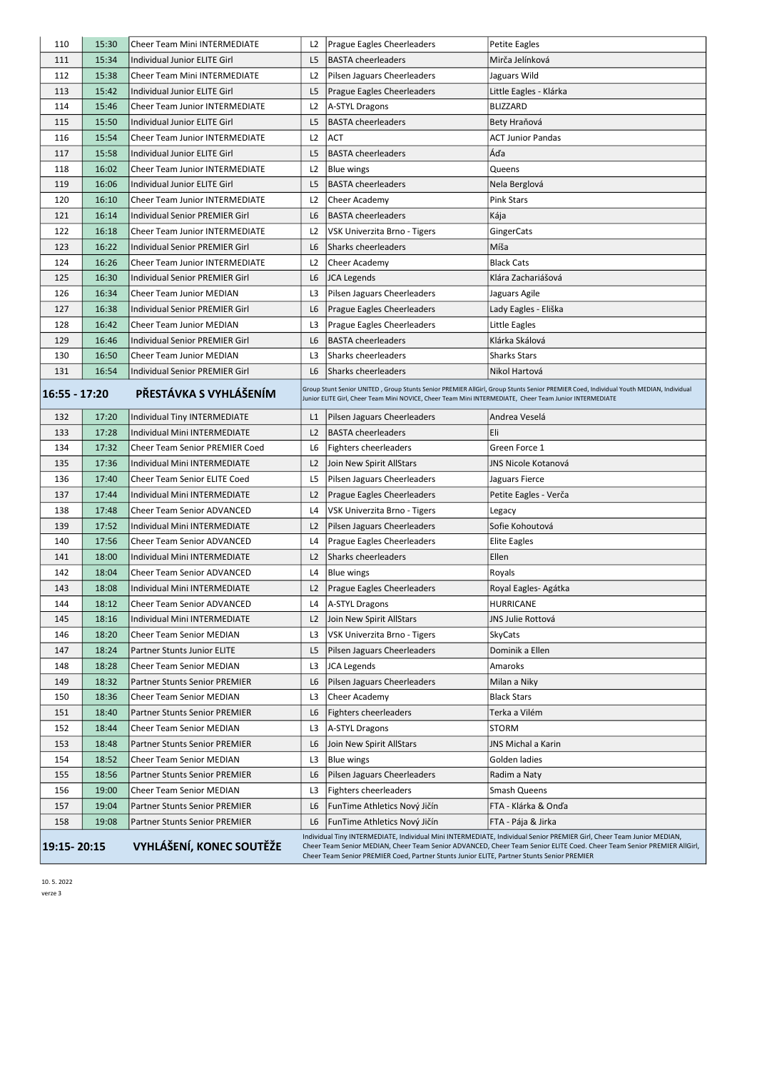| | | | | | |
|---|---|---|---|---|---|
| 110 | 15:30 | Cheer Team Mini INTERMEDIATE | L2 | Prague Eagles Cheerleaders | Petite Eagles |
| 111 | 15:34 | Individual Junior ELITE Girl | L5 | BASTA cheerleaders | Mirča Jelínková |
| 112 | 15:38 | Cheer Team Mini INTERMEDIATE | L2 | Pilsen Jaguars Cheerleaders | Jaguars Wild |
| 113 | 15:42 | Individual Junior ELITE Girl | L5 | Prague Eagles Cheerleaders | Little Eagles - Klárka |
| 114 | 15:46 | Cheer Team Junior INTERMEDIATE | L2 | A-STYL Dragons | BLIZZARD |
| 115 | 15:50 | Individual Junior ELITE Girl | L5 | BASTA cheerleaders | Bety Hraňová |
| 116 | 15:54 | Cheer Team Junior INTERMEDIATE | L2 | ACT | ACT Junior Pandas |
| 117 | 15:58 | Individual Junior ELITE Girl | L5 | BASTA cheerleaders | Áďa |
| 118 | 16:02 | Cheer Team Junior INTERMEDIATE | L2 | Blue wings | Queens |
| 119 | 16:06 | Individual Junior ELITE Girl | L5 | BASTA cheerleaders | Nela Berglová |
| 120 | 16:10 | Cheer Team Junior INTERMEDIATE | L2 | Cheer Academy | Pink Stars |
| 121 | 16:14 | Individual Senior PREMIER Girl | L6 | BASTA cheerleaders | Kája |
| 122 | 16:18 | Cheer Team Junior INTERMEDIATE | L2 | VSK Univerzita Brno - Tigers | GingerCats |
| 123 | 16:22 | Individual Senior PREMIER Girl | L6 | Sharks cheerleaders | Míša |
| 124 | 16:26 | Cheer Team Junior INTERMEDIATE | L2 | Cheer Academy | Black Cats |
| 125 | 16:30 | Individual Senior PREMIER Girl | L6 | JCA Legends | Klára Zachariášová |
| 126 | 16:34 | Cheer Team Junior MEDIAN | L3 | Pilsen Jaguars Cheerleaders | Jaguars Agile |
| 127 | 16:38 | Individual Senior PREMIER Girl | L6 | Prague Eagles Cheerleaders | Lady Eagles - Eliška |
| 128 | 16:42 | Cheer Team Junior MEDIAN | L3 | Prague Eagles Cheerleaders | Little Eagles |
| 129 | 16:46 | Individual Senior PREMIER Girl | L6 | BASTA cheerleaders | Klárka Skálová |
| 130 | 16:50 | Cheer Team Junior MEDIAN | L3 | Sharks cheerleaders | Sharks Stars |
| 131 | 16:54 | Individual Senior PREMIER Girl | L6 | Sharks cheerleaders | Nikol Hartová |
| **16:55 - 17:20** | | **PŘESTÁVKA S VYHLÁŠENÍM** | Group Stunt Senior UNITED , Group Stunts Senior PREMIER AllGirl, Group Stunts Senior PREMIER Coed, Individual Youth MEDIAN, Individual Junior ELITE Girl, Cheer Team Mini NOVICE, Cheer Team Mini INTERMEDIATE, Cheer Team Junior INTERMEDIATE | | |
| 132 | 17:20 | Individual Tiny INTERMEDIATE | L1 | Pilsen Jaguars Cheerleaders | Andrea Veselá |
| 133 | 17:28 | Individual Mini INTERMEDIATE | L2 | BASTA cheerleaders | Eli |
| 134 | 17:32 | Cheer Team Senior PREMIER Coed | L6 | Fighters cheerleaders | Green Force 1 |
| 135 | 17:36 | Individual Mini INTERMEDIATE | L2 | Join New Spirit AllStars | JNS Nicole Kotanová |
| 136 | 17:40 | Cheer Team Senior ELITE Coed | L5 | Pilsen Jaguars Cheerleaders | Jaguars Fierce |
| 137 | 17:44 | Individual Mini INTERMEDIATE | L2 | Prague Eagles Cheerleaders | Petite Eagles - Verča |
| 138 | 17:48 | Cheer Team Senior ADVANCED | L4 | VSK Univerzita Brno - Tigers | Legacy |
| 139 | 17:52 | Individual Mini INTERMEDIATE | L2 | Pilsen Jaguars Cheerleaders | Sofie Kohoutová |
| 140 | 17:56 | Cheer Team Senior ADVANCED | L4 | Prague Eagles Cheerleaders | Elite Eagles |
| 141 | 18:00 | Individual Mini INTERMEDIATE | L2 | Sharks cheerleaders | Ellen |
| 142 | 18:04 | Cheer Team Senior ADVANCED | L4 | Blue wings | Royals |
| 143 | 18:08 | Individual Mini INTERMEDIATE | L2 | Prague Eagles Cheerleaders | Royal Eagles- Agátka |
| 144 | 18:12 | Cheer Team Senior ADVANCED | L4 | A-STYL Dragons | HURRICANE |
| 145 | 18:16 | Individual Mini INTERMEDIATE | L2 | Join New Spirit AllStars | JNS Julie Rottová |
| 146 | 18:20 | Cheer Team Senior MEDIAN | L3 | VSK Univerzita Brno - Tigers | SkyCats |
| 147 | 18:24 | Partner Stunts Junior ELITE | L5 | Pilsen Jaguars Cheerleaders | Dominik a Ellen |
| 148 | 18:28 | Cheer Team Senior MEDIAN | L3 | JCA Legends | Amaroks |
| 149 | 18:32 | Partner Stunts Senior PREMIER | L6 | Pilsen Jaguars Cheerleaders | Milan a Niky |
| 150 | 18:36 | Cheer Team Senior MEDIAN | L3 | Cheer Academy | Black Stars |
| 151 | 18:40 | Partner Stunts Senior PREMIER | L6 | Fighters cheerleaders | Terka a Vilém |
| 152 | 18:44 | Cheer Team Senior MEDIAN | L3 | A-STYL Dragons | STORM |
| 153 | 18:48 | Partner Stunts Senior PREMIER | L6 | Join New Spirit AllStars | JNS Michal a Karin |
| 154 | 18:52 | Cheer Team Senior MEDIAN | L3 | Blue wings | Golden ladies |
| 155 | 18:56 | Partner Stunts Senior PREMIER | L6 | Pilsen Jaguars Cheerleaders | Radim a Naty |
| 156 | 19:00 | Cheer Team Senior MEDIAN | L3 | Fighters cheerleaders | Smash Queens |
| 157 | 19:04 | Partner Stunts Senior PREMIER | L6 | FunTime Athletics Nový Jičín | FTA - Klárka & Onďa |
| 158 | 19:08 | Partner Stunts Senior PREMIER | L6 | FunTime Athletics Nový Jičín | FTA - Pája & Jirka |
| **19:15- 20:15** | | **VYHLÁŠENÍ, KONEC SOUTĚŽE** | Individual Tiny INTERMEDIATE, Individual Mini INTERMEDIATE, Individual Senior PREMIER Girl, Cheer Team Junior MEDIAN, Cheer Team Senior MEDIAN, Cheer Team Senior ADVANCED, Cheer Team Senior ELITE Coed. Cheer Team Senior PREMIER AllGirl, Cheer Team Senior PREMIER Coed, Partner Stunts Junior ELITE, Partner Stunts Senior PREMIER | | |

10. 5. 2022

verze 3